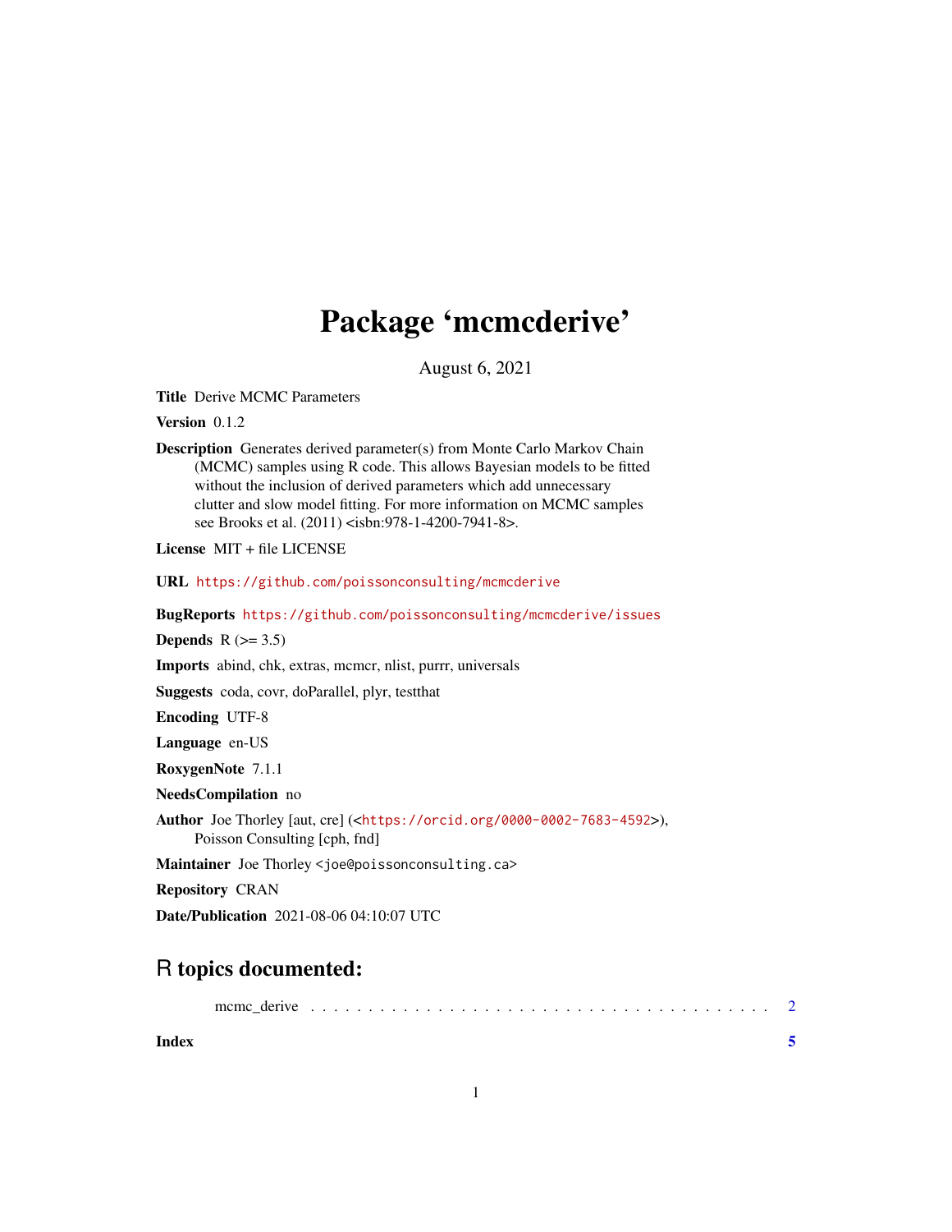# Package 'mcmcderive'

August 6, 2021

**Title** Derive MCMC Parameters

**Version** 0.1.2

**Description** Generates derived parameter(s) from Monte Carlo Markov Chain (MCMC) samples using R code. This allows Bayesian models to be fitted without the inclusion of derived parameters which add unnecessary clutter and slow model fitting. For more information on MCMC samples see Brooks et al. (2011) <isbn:978-1-4200-7941-8>.

**License** MIT + file LICENSE

**URL** https://github.com/poissonconsulting/mcmcderive

**BugReports** https://github.com/poissonconsulting/mcmcderive/issues

**Depends** R (>= 3.5)

**Imports** abind, chk, extras, mcmcr, nlist, purrr, universals

**Suggests** coda, covr, doParallel, plyr, testthat

**Encoding** UTF-8

**Language** en-US

**RoxygenNote** 7.1.1

**NeedsCompilation** no

**Author** Joe Thorley [aut, cre] (<https://orcid.org/0000-0002-7683-4592>), Poisson Consulting [cph, fnd]

**Maintainer** Joe Thorley <joe@poissonconsulting.ca>

**Repository** CRAN

**Date/Publication** 2021-08-06 04:10:07 UTC

## R topics documented:

mcmc_derive . . . . . . . . . . . . . . . . . . . . . . . . . . . . . . . . . . . . . . . . 2

**Index** **5**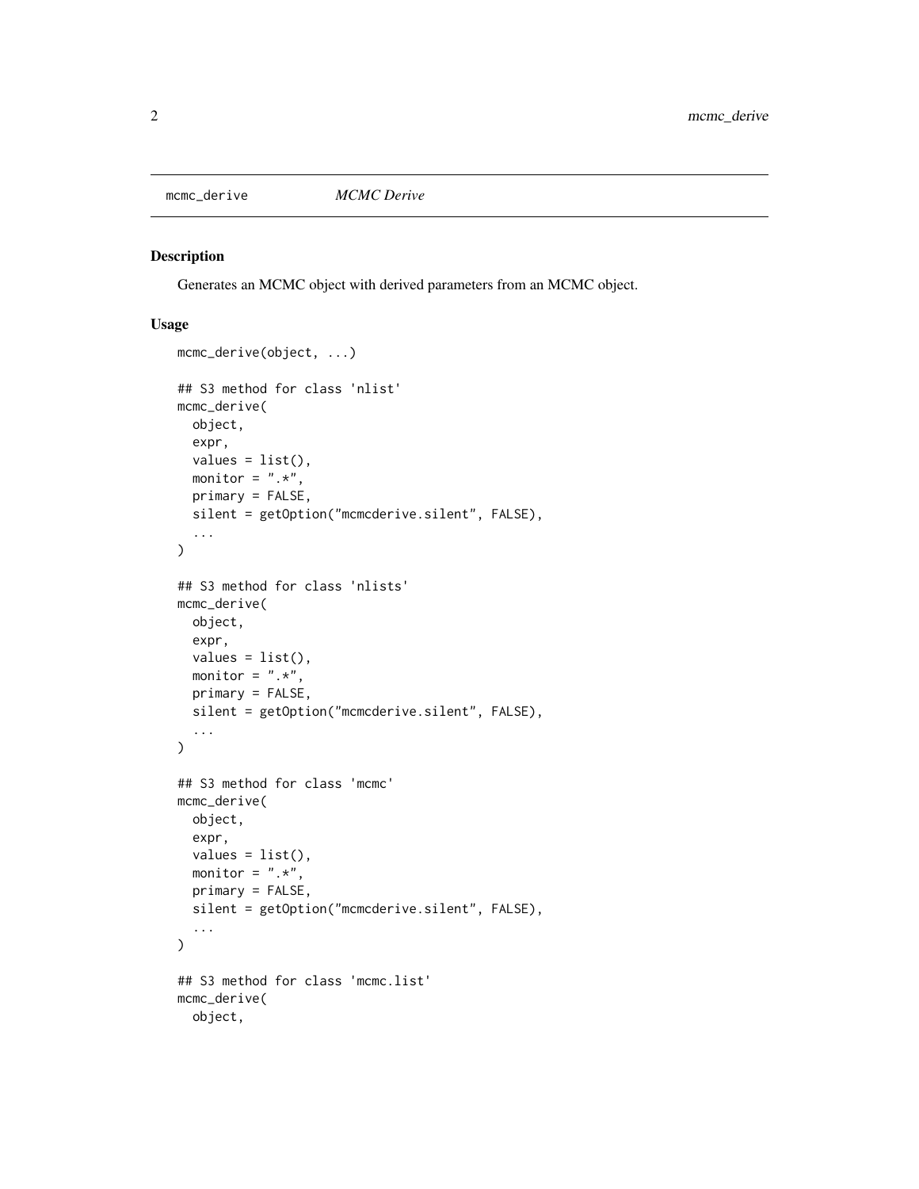mcmc_derive *MCMC Derive*

### Description

Generates an MCMC object with derived parameters from an MCMC object.

### Usage

```
mcmc_derive(object, ...)

## S3 method for class 'nlist'
mcmc_derive(
  object,
  expr,
  values = list(),
  monitor = ".*",
  primary = FALSE,
  silent = getOption("mcmcderive.silent", FALSE),
  ...
)

## S3 method for class 'nlists'
mcmc_derive(
  object,
  expr,
  values = list(),
  monitor = ".*",
  primary = FALSE,
  silent = getOption("mcmcderive.silent", FALSE),
  ...
)

## S3 method for class 'mcmc'
mcmc_derive(
  object,
  expr,
  values = list(),
  monitor = ".*",
  primary = FALSE,
  silent = getOption("mcmcderive.silent", FALSE),
  ...
)

## S3 method for class 'mcmc.list'
mcmc_derive(
  object,
```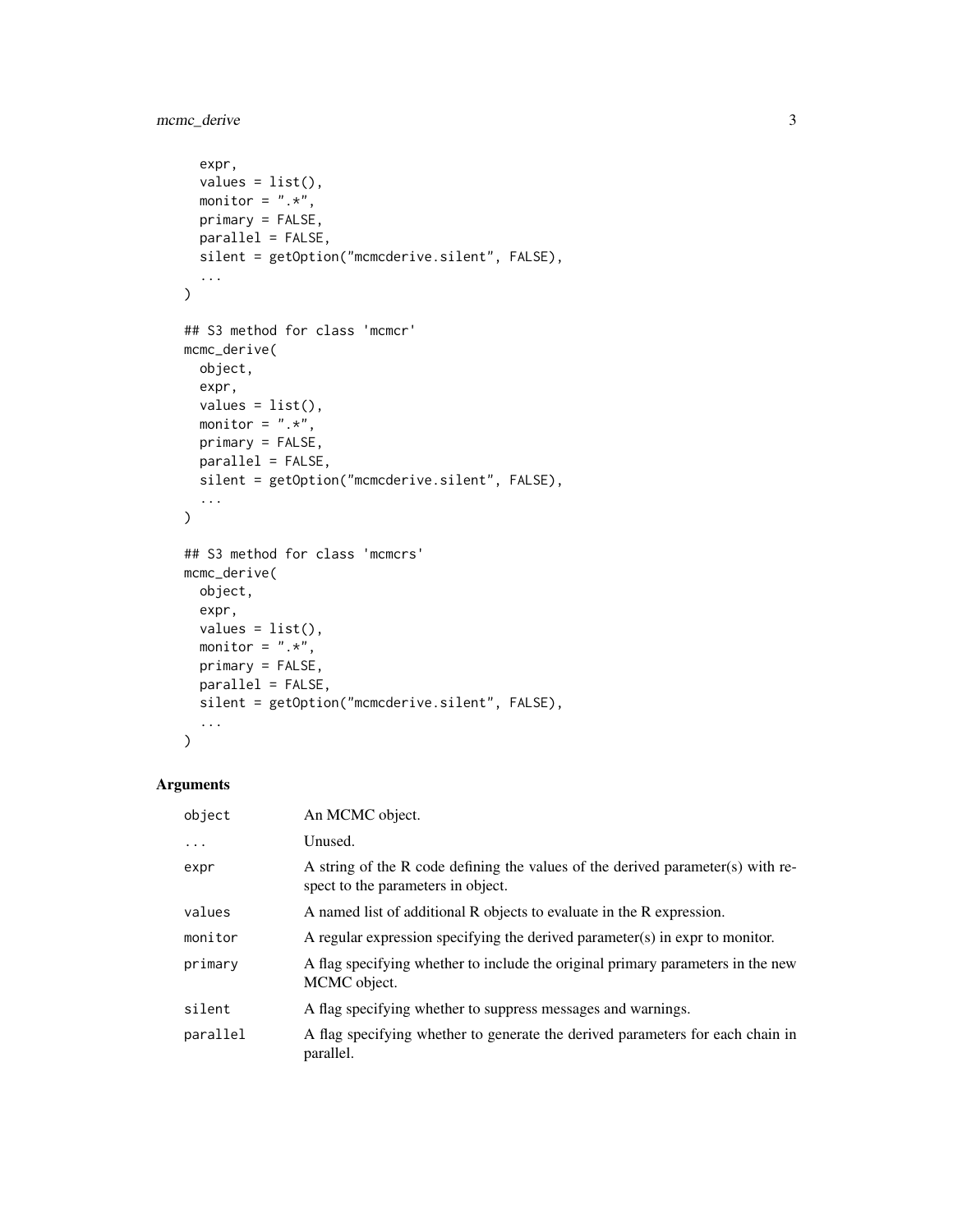```
  expr,
  values = list(),
  monitor = ".*",
  primary = FALSE,
  parallel = FALSE,
  silent = getOption("mcmcderive.silent", FALSE),
  ...
)

## S3 method for class 'mcmcr'
mcmc_derive(
  object,
  expr,
  values = list(),
  monitor = ".*",
  primary = FALSE,
  parallel = FALSE,
  silent = getOption("mcmcderive.silent", FALSE),
  ...
)

## S3 method for class 'mcmcrs'
mcmc_derive(
  object,
  expr,
  values = list(),
  monitor = ".*",
  primary = FALSE,
  parallel = FALSE,
  silent = getOption("mcmcderive.silent", FALSE),
  ...
)
```

## Arguments

| | |
|---|---|
| object | An MCMC object. |
| ... | Unused. |
| expr | A string of the R code defining the values of the derived parameter(s) with respect to the parameters in object. |
| values | A named list of additional R objects to evaluate in the R expression. |
| monitor | A regular expression specifying the derived parameter(s) in expr to monitor. |
| primary | A flag specifying whether to include the original primary parameters in the new MCMC object. |
| silent | A flag specifying whether to suppress messages and warnings. |
| parallel | A flag specifying whether to generate the derived parameters for each chain in parallel. |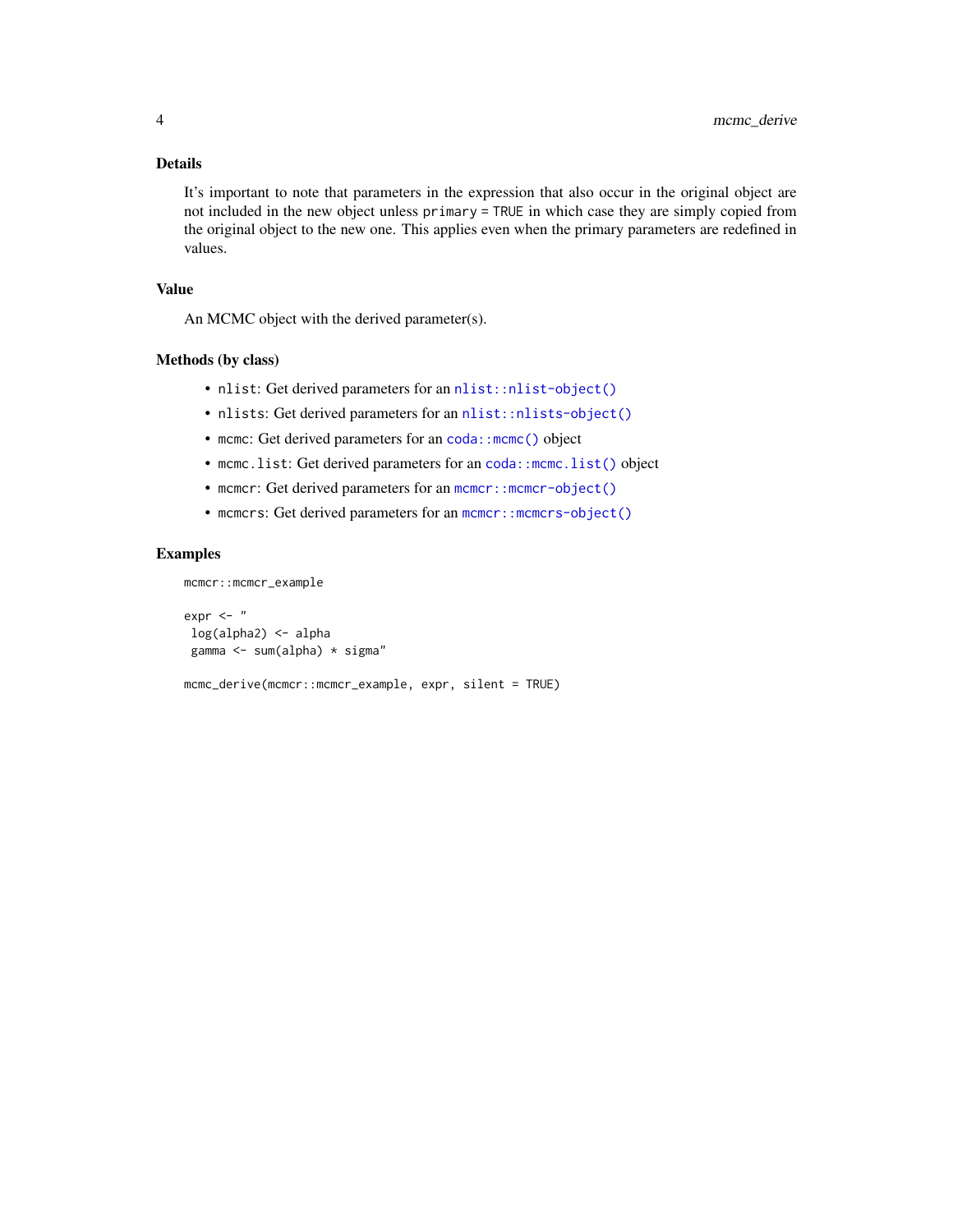## Details

It's important to note that parameters in the expression that also occur in the original object are not included in the new object unless `primary = TRUE` in which case they are simply copied from the original object to the new one. This applies even when the primary parameters are redefined in values.

## Value

An MCMC object with the derived parameter(s).

## Methods (by class)

- `nlist`: Get derived parameters for an `nlist::nlist-object()`
- `nlists`: Get derived parameters for an `nlist::nlists-object()`
- `mcmc`: Get derived parameters for an `coda::mcmc()` object
- `mcmc.list`: Get derived parameters for an `coda::mcmc.list()` object
- `mcmcr`: Get derived parameters for an `mcmcr::mcmcr-object()`
- `mcmcrs`: Get derived parameters for an `mcmcr::mcmcrs-object()`

## Examples

```
mcmcr::mcmcr_example

expr <- "
 log(alpha2) <- alpha
 gamma <- sum(alpha) * sigma"

mcmc_derive(mcmcr::mcmcr_example, expr, silent = TRUE)
```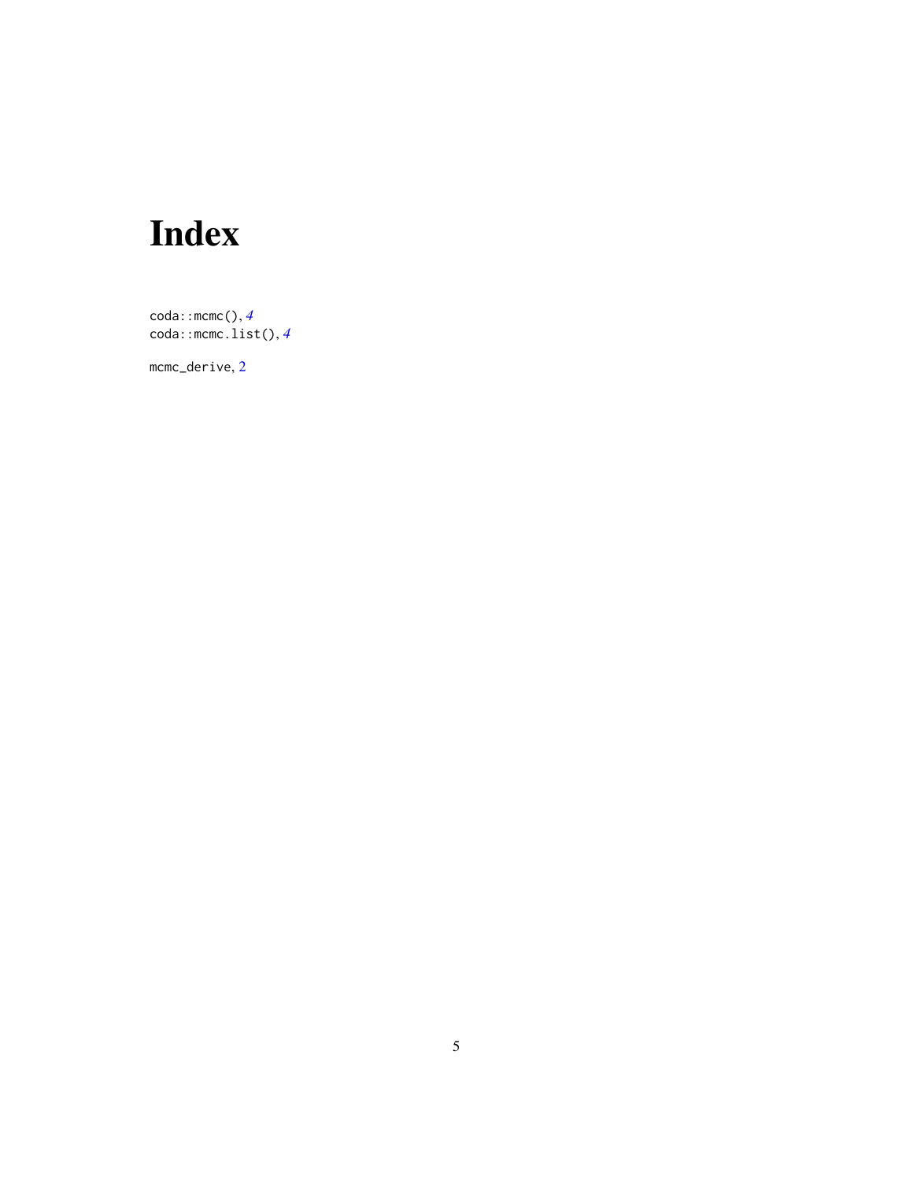# Index

coda::mcmc(), *4*
coda::mcmc.list(), *4*

mcmc_derive, 2